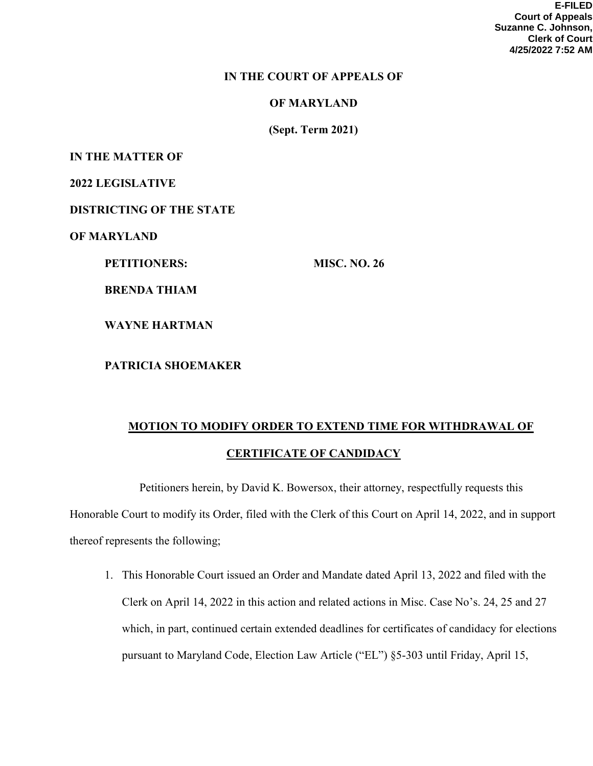E-FILED
Court of Appeals
Suzanne C. Johnson,
Clerk of Court
4/25/2022 7:52 AM

**IN THE COURT OF APPEALS OF**

**OF MARYLAND**

**(Sept. Term 2021)**

**IN THE MATTER OF**

**2022 LEGISLATIVE**

**DISTRICTING OF THE STATE**

**OF MARYLAND**

**PETITIONERS:** **MISC. NO. 26**

**BRENDA THIAM**

**WAYNE HARTMAN**

**PATRICIA SHOEMAKER**

**MOTION TO MODIFY ORDER TO EXTEND TIME FOR WITHDRAWAL OF CERTIFICATE OF CANDIDACY**

Petitioners herein, by David K. Bowersox, their attorney, respectfully requests this Honorable Court to modify its Order, filed with the Clerk of this Court on April 14, 2022, and in support thereof represents the following;

1. This Honorable Court issued an Order and Mandate dated April 13, 2022 and filed with the Clerk on April 14, 2022 in this action and related actions in Misc. Case No's. 24, 25 and 27 which, in part, continued certain extended deadlines for certificates of candidacy for elections pursuant to Maryland Code, Election Law Article ("EL") §5-303 until Friday, April 15,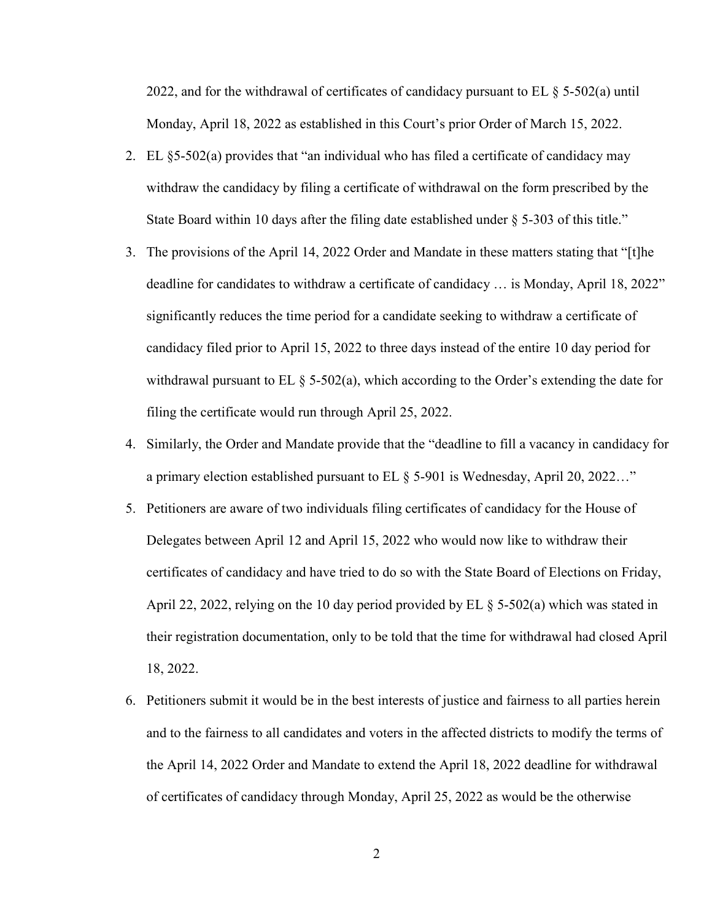2022, and for the withdrawal of certificates of candidacy pursuant to EL § 5-502(a) until Monday, April 18, 2022 as established in this Court's prior Order of March 15, 2022.

2. EL §5-502(a) provides that "an individual who has filed a certificate of candidacy may withdraw the candidacy by filing a certificate of withdrawal on the form prescribed by the State Board within 10 days after the filing date established under § 5-303 of this title."

3. The provisions of the April 14, 2022 Order and Mandate in these matters stating that "[t]he deadline for candidates to withdraw a certificate of candidacy … is Monday, April 18, 2022" significantly reduces the time period for a candidate seeking to withdraw a certificate of candidacy filed prior to April 15, 2022 to three days instead of the entire 10 day period for withdrawal pursuant to EL § 5-502(a), which according to the Order's extending the date for filing the certificate would run through April 25, 2022.

4. Similarly, the Order and Mandate provide that the "deadline to fill a vacancy in candidacy for a primary election established pursuant to EL § 5-901 is Wednesday, April 20, 2022…"

5. Petitioners are aware of two individuals filing certificates of candidacy for the House of Delegates between April 12 and April 15, 2022 who would now like to withdraw their certificates of candidacy and have tried to do so with the State Board of Elections on Friday, April 22, 2022, relying on the 10 day period provided by EL § 5-502(a) which was stated in their registration documentation, only to be told that the time for withdrawal had closed April 18, 2022.

6. Petitioners submit it would be in the best interests of justice and fairness to all parties herein and to the fairness to all candidates and voters in the affected districts to modify the terms of the April 14, 2022 Order and Mandate to extend the April 18, 2022 deadline for withdrawal of certificates of candidacy through Monday, April 25, 2022 as would be the otherwise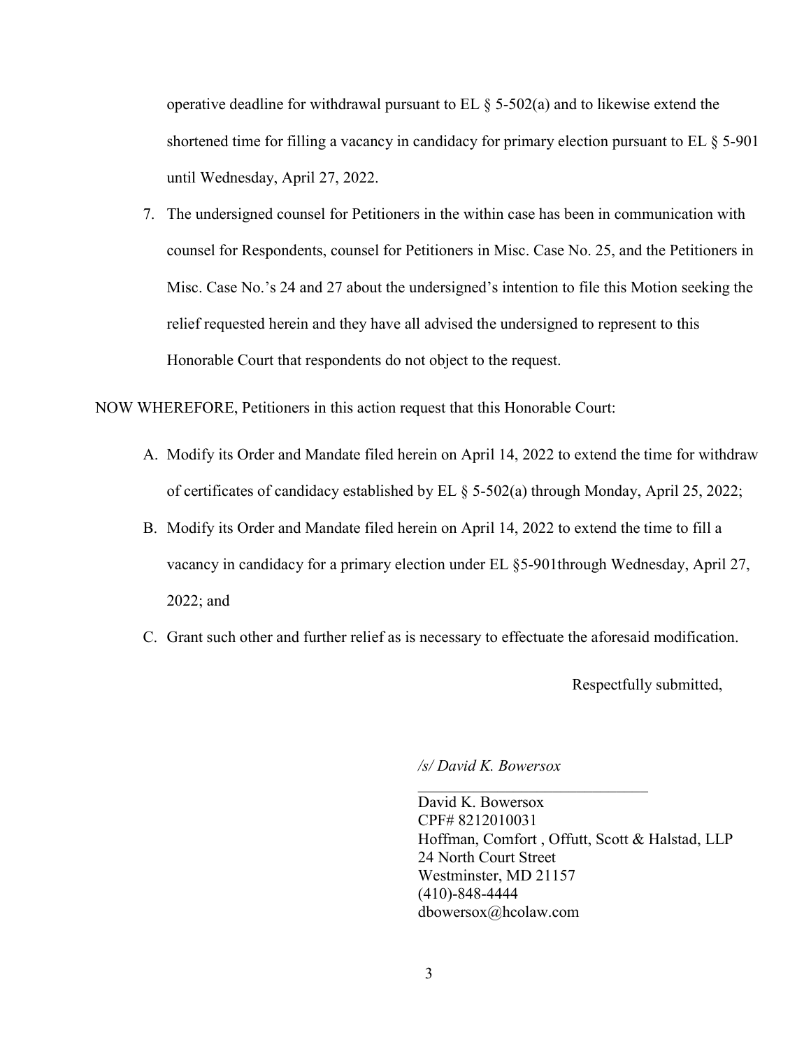operative deadline for withdrawal pursuant to EL § 5-502(a) and to likewise extend the shortened time for filling a vacancy in candidacy for primary election pursuant to EL § 5-901 until Wednesday, April 27, 2022.

7. The undersigned counsel for Petitioners in the within case has been in communication with counsel for Respondents, counsel for Petitioners in Misc. Case No. 25, and the Petitioners in Misc. Case No.'s 24 and 27 about the undersigned's intention to file this Motion seeking the relief requested herein and they have all advised the undersigned to represent to this Honorable Court that respondents do not object to the request.

NOW WHEREFORE, Petitioners in this action request that this Honorable Court:

A. Modify its Order and Mandate filed herein on April 14, 2022 to extend the time for withdraw of certificates of candidacy established by EL § 5-502(a) through Monday, April 25, 2022;

B. Modify its Order and Mandate filed herein on April 14, 2022 to extend the time to fill a vacancy in candidacy for a primary election under EL §5-901through Wednesday, April 27, 2022; and

C. Grant such other and further relief as is necessary to effectuate the aforesaid modification.

Respectfully submitted,

*/s/ David K. Bowersox*

David K. Bowersox
CPF# 8212010031
Hoffman, Comfort , Offutt, Scott & Halstad, LLP
24 North Court Street
Westminster, MD 21157
(410)-848-4444
dbowersox@hcolaw.com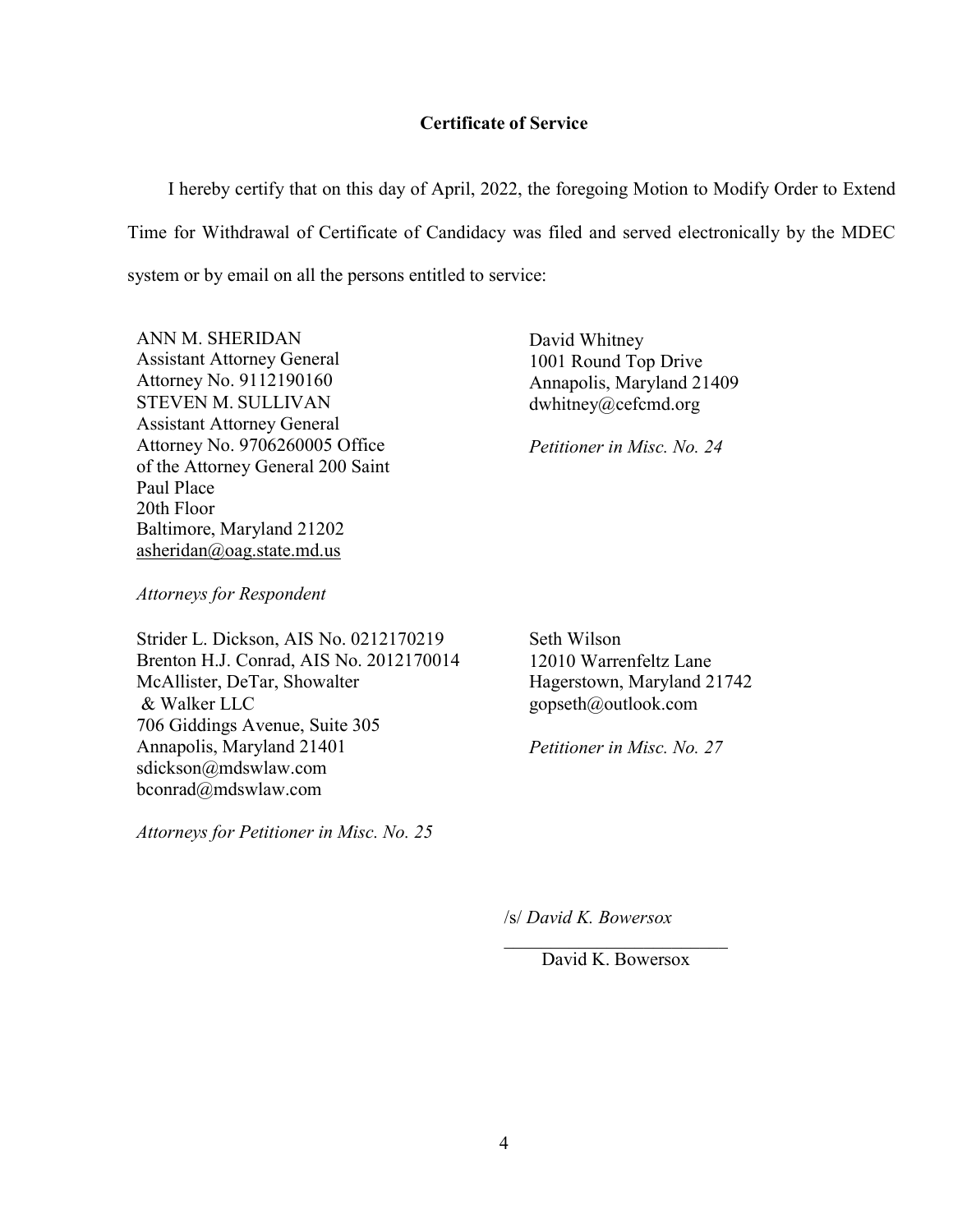**Certificate of Service**

I hereby certify that on this day of April, 2022, the foregoing Motion to Modify Order to Extend Time for Withdrawal of Certificate of Candidacy was filed and served electronically by the MDEC system or by email on all the persons entitled to service:

ANN M. SHERIDAN
Assistant Attorney General
Attorney No. 9112190160
STEVEN M. SULLIVAN
Assistant Attorney General
Attorney No. 9706260005 Office of the Attorney General 200 Saint Paul Place
20th Floor
Baltimore, Maryland 21202
asheridan@oag.state.md.us

*Attorneys for Respondent*

David Whitney
1001 Round Top Drive
Annapolis, Maryland 21409
dwhitney@cefcmd.org

*Petitioner in Misc. No. 24*

Strider L. Dickson, AIS No. 0212170219
Brenton H.J. Conrad, AIS No. 2012170014
McAllister, DeTar, Showalter & Walker LLC
706 Giddings Avenue, Suite 305
Annapolis, Maryland 21401
sdickson@mdswlaw.com
bconrad@mdswlaw.com

*Attorneys for Petitioner in Misc. No. 25*

Seth Wilson
12010 Warrenfeltz Lane
Hagerstown, Maryland 21742
gopseth@outlook.com

*Petitioner in Misc. No. 27*

/s/ *David K. Bowersox*

David K. Bowersox